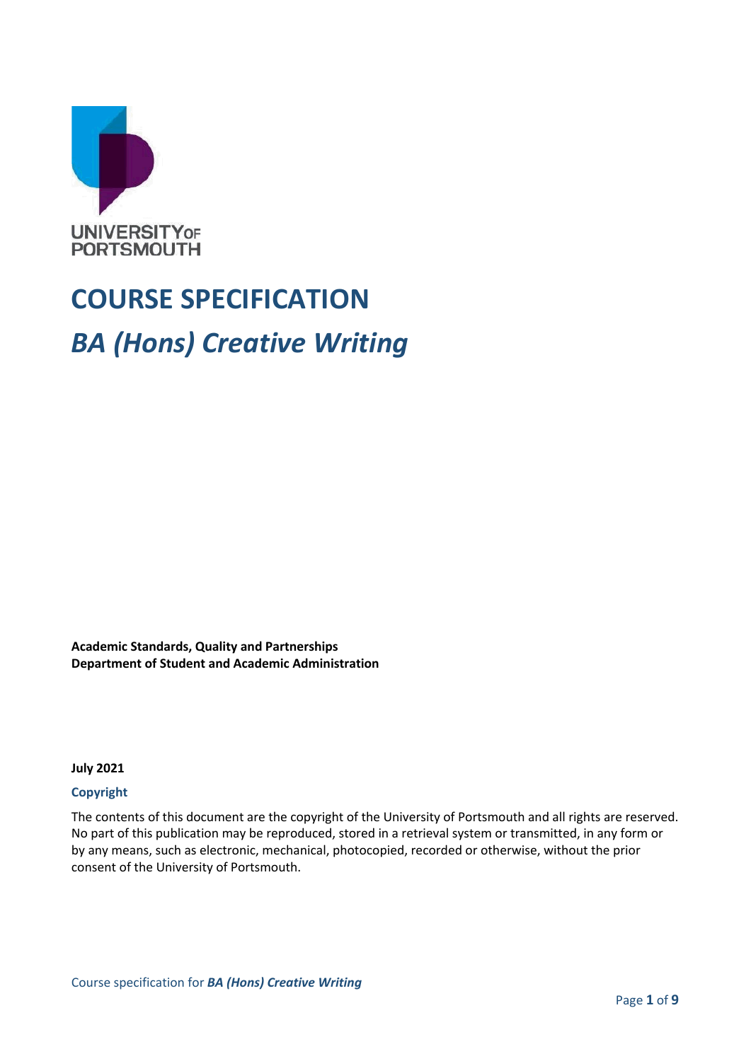UNIVERSITY OF PORTSMOUTH

# COURSE SPECIFICATION

## *BA (Hons) Creative Writing*

**Academic Standards, Quality and Partnerships**
**Department of Student and Academic Administration**

**July 2021**

### Copyright

The contents of this document are the copyright of the University of Portsmouth and all rights are reserved. No part of this publication may be reproduced, stored in a retrieval system or transmitted, in any form or by any means, such as electronic, mechanical, photocopied, recorded or otherwise, without the prior consent of the University of Portsmouth.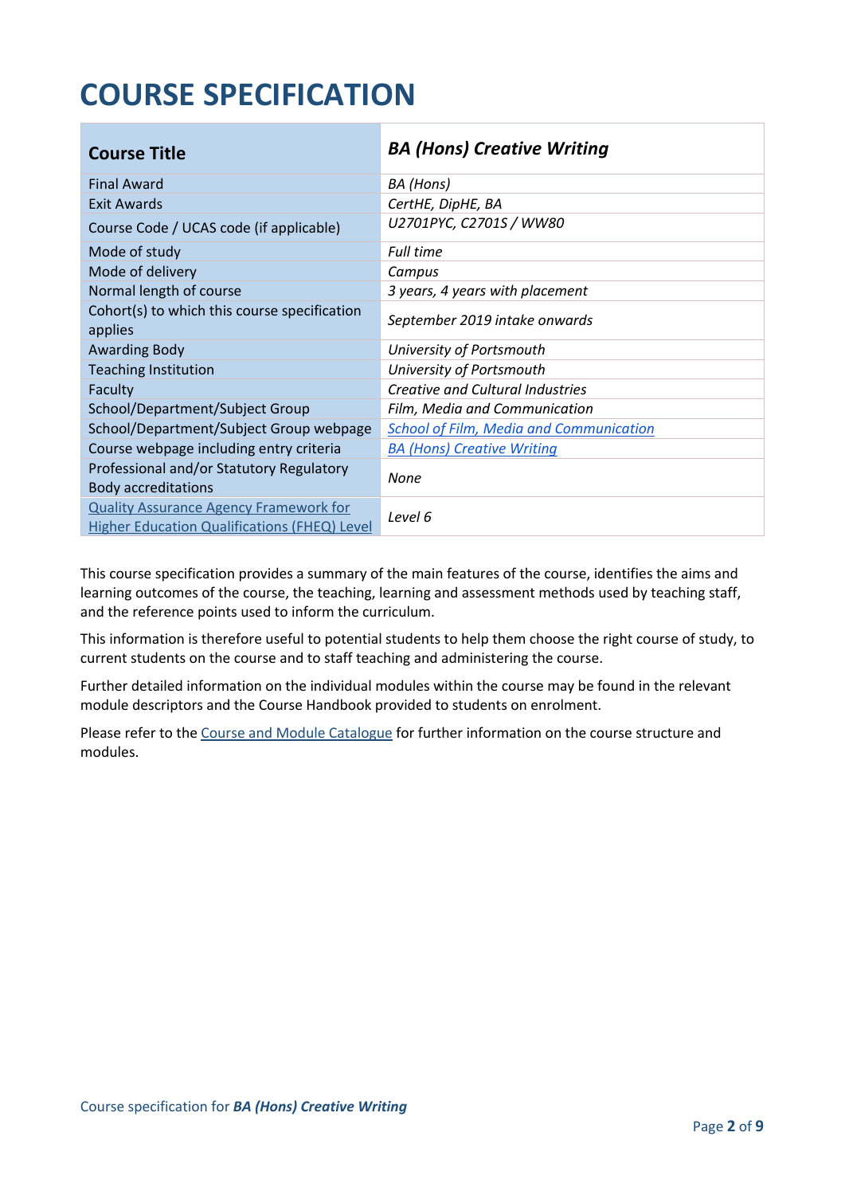# COURSE SPECIFICATION

| Course Title | *BA (Hons) Creative Writing* |
|---|---|
| Final Award | *BA (Hons)* |
| Exit Awards | *CertHE, DipHE, BA* |
| Course Code / UCAS code (if applicable) | *U2701PYC, C2701S / WW80* |
| Mode of study | *Full time* |
| Mode of delivery | *Campus* |
| Normal length of course | *3 years, 4 years with placement* |
| Cohort(s) to which this course specification applies | *September 2019 intake onwards* |
| Awarding Body | *University of Portsmouth* |
| Teaching Institution | *University of Portsmouth* |
| Faculty | *Creative and Cultural Industries* |
| School/Department/Subject Group | *Film, Media and Communication* |
| School/Department/Subject Group webpage | *School of Film, Media and Communication* |
| Course webpage including entry criteria | *BA (Hons) Creative Writing* |
| Professional and/or Statutory Regulatory Body accreditations | *None* |
| Quality Assurance Agency Framework for Higher Education Qualifications (FHEQ) Level | *Level 6* |

This course specification provides a summary of the main features of the course, identifies the aims and learning outcomes of the course, the teaching, learning and assessment methods used by teaching staff, and the reference points used to inform the curriculum.

This information is therefore useful to potential students to help them choose the right course of study, to current students on the course and to staff teaching and administering the course.

Further detailed information on the individual modules within the course may be found in the relevant module descriptors and the Course Handbook provided to students on enrolment.

Please refer to the Course and Module Catalogue for further information on the course structure and modules.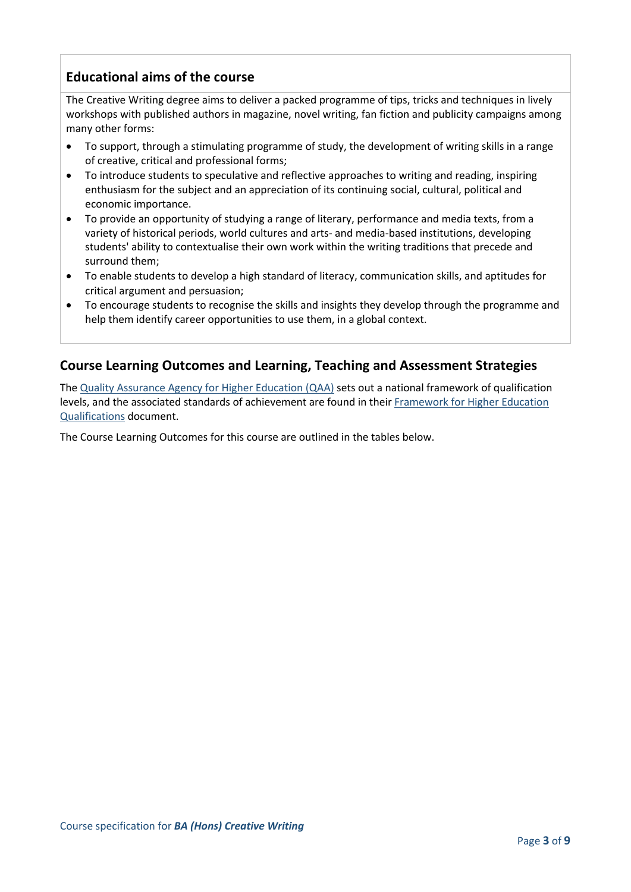## Educational aims of the course

The Creative Writing degree aims to deliver a packed programme of tips, tricks and techniques in lively workshops with published authors in magazine, novel writing, fan fiction and publicity campaigns among many other forms:

- To support, through a stimulating programme of study, the development of writing skills in a range of creative, critical and professional forms;
- To introduce students to speculative and reflective approaches to writing and reading, inspiring enthusiasm for the subject and an appreciation of its continuing social, cultural, political and economic importance.
- To provide an opportunity of studying a range of literary, performance and media texts, from a variety of historical periods, world cultures and arts- and media-based institutions, developing students' ability to contextualise their own work within the writing traditions that precede and surround them;
- To enable students to develop a high standard of literacy, communication skills, and aptitudes for critical argument and persuasion;
- To encourage students to recognise the skills and insights they develop through the programme and help them identify career opportunities to use them, in a global context.

## Course Learning Outcomes and Learning, Teaching and Assessment Strategies

The Quality Assurance Agency for Higher Education (QAA) sets out a national framework of qualification levels, and the associated standards of achievement are found in their Framework for Higher Education Qualifications document.

The Course Learning Outcomes for this course are outlined in the tables below.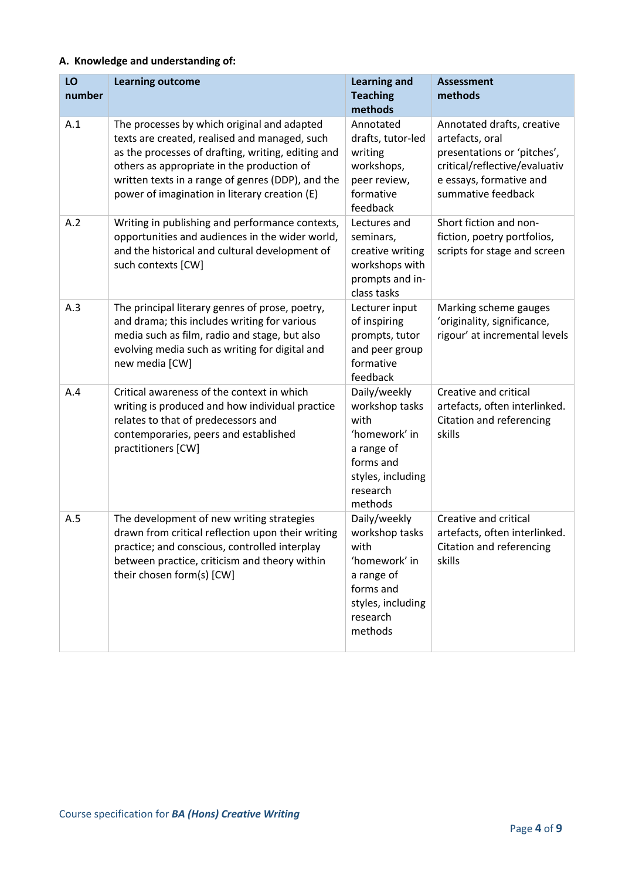## A. Knowledge and understanding of:

| LO number | Learning outcome | Learning and Teaching methods | Assessment methods |
|---|---|---|---|
| A.1 | The processes by which original and adapted texts are created, realised and managed, such as the processes of drafting, writing, editing and others as appropriate in the production of written texts in a range of genres (DDP), and the power of imagination in literary creation (E) | Annotated drafts, tutor-led writing workshops, peer review, formative feedback | Annotated drafts, creative artefacts, oral presentations or 'pitches', critical/reflective/evaluative essays, formative and summative feedback |
| A.2 | Writing in publishing and performance contexts, opportunities and audiences in the wider world, and the historical and cultural development of such contexts [CW] | Lectures and seminars, creative writing workshops with prompts and in-class tasks | Short fiction and non-fiction, poetry portfolios, scripts for stage and screen |
| A.3 | The principal literary genres of prose, poetry, and drama; this includes writing for various media such as film, radio and stage, but also evolving media such as writing for digital and new media [CW] | Lecturer input of inspiring prompts, tutor and peer group formative feedback | Marking scheme gauges 'originality, significance, rigour' at incremental levels |
| A.4 | Critical awareness of the context in which writing is produced and how individual practice relates to that of predecessors and contemporaries, peers and established practitioners [CW] | Daily/weekly workshop tasks with 'homework' in a range of forms and styles, including research methods | Creative and critical artefacts, often interlinked. Citation and referencing skills |
| A.5 | The development of new writing strategies drawn from critical reflection upon their writing practice; and conscious, controlled interplay between practice, criticism and theory within their chosen form(s) [CW] | Daily/weekly workshop tasks with 'homework' in a range of forms and styles, including research methods | Creative and critical artefacts, often interlinked. Citation and referencing skills |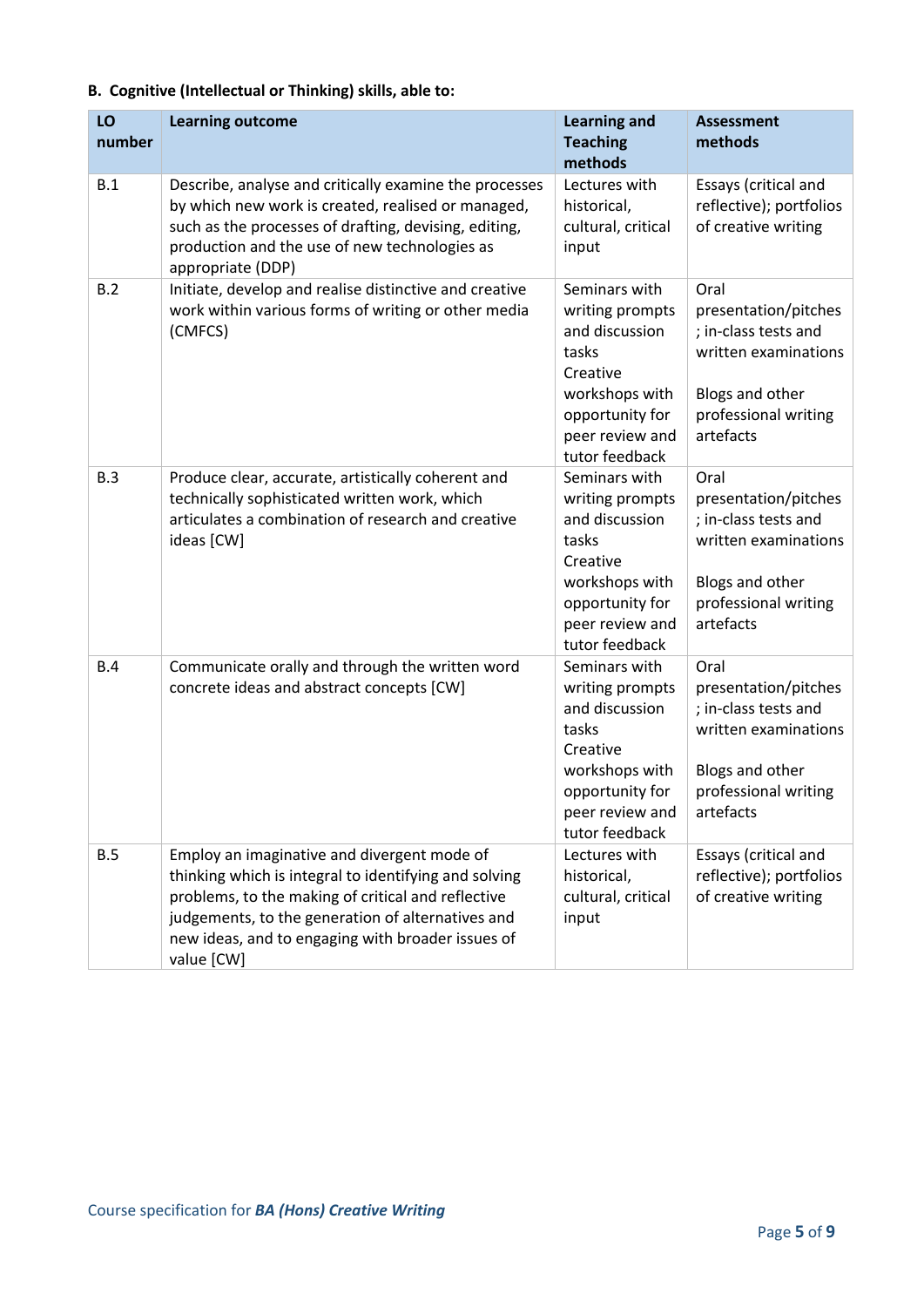**B. Cognitive (Intellectual or Thinking) skills, able to:**

| LO number | Learning outcome | Learning and Teaching methods | Assessment methods |
|---|---|---|---|
| B.1 | Describe, analyse and critically examine the processes by which new work is created, realised or managed, such as the processes of drafting, devising, editing, production and the use of new technologies as appropriate (DDP) | Lectures with historical, cultural, critical input | Essays (critical and reflective); portfolios of creative writing |
| B.2 | Initiate, develop and realise distinctive and creative work within various forms of writing or other media (CMFCS) | Seminars with writing prompts and discussion tasks<br>Creative workshops with opportunity for peer review and tutor feedback | Oral presentation/pitches; in-class tests and written examinations<br><br>Blogs and other professional writing artefacts |
| B.3 | Produce clear, accurate, artistically coherent and technically sophisticated written work, which articulates a combination of research and creative ideas [CW] | Seminars with writing prompts and discussion tasks<br>Creative workshops with opportunity for peer review and tutor feedback | Oral presentation/pitches; in-class tests and written examinations<br><br>Blogs and other professional writing artefacts |
| B.4 | Communicate orally and through the written word concrete ideas and abstract concepts [CW] | Seminars with writing prompts and discussion tasks<br>Creative workshops with opportunity for peer review and tutor feedback | Oral presentation/pitches; in-class tests and written examinations<br><br>Blogs and other professional writing artefacts |
| B.5 | Employ an imaginative and divergent mode of thinking which is integral to identifying and solving problems, to the making of critical and reflective judgements, to the generation of alternatives and new ideas, and to engaging with broader issues of value [CW] | Lectures with historical, cultural, critical input | Essays (critical and reflective); portfolios of creative writing |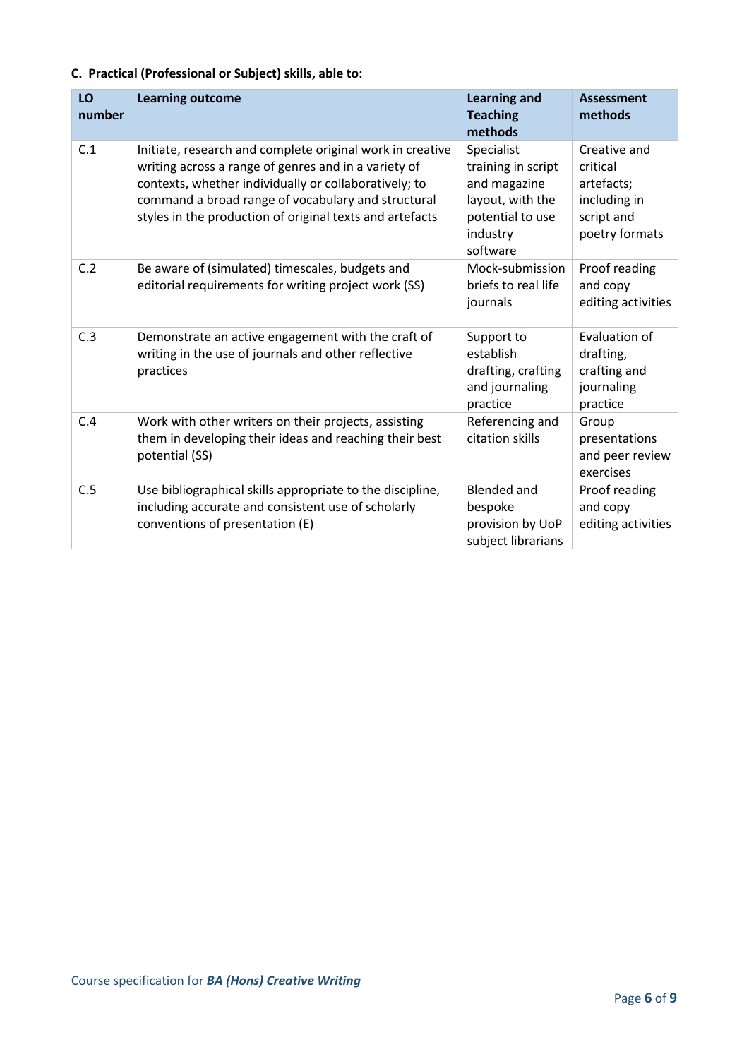**C. Practical (Professional or Subject) skills, able to:**

| LO number | Learning outcome | Learning and Teaching methods | Assessment methods |
|---|---|---|---|
| C.1 | Initiate, research and complete original work in creative writing across a range of genres and in a variety of contexts, whether individually or collaboratively; to command a broad range of vocabulary and structural styles in the production of original texts and artefacts | Specialist training in script and magazine layout, with the potential to use industry software | Creative and critical artefacts; including in script and poetry formats |
| C.2 | Be aware of (simulated) timescales, budgets and editorial requirements for writing project work (SS) | Mock-submission briefs to real life journals | Proof reading and copy editing activities |
| C.3 | Demonstrate an active engagement with the craft of writing in the use of journals and other reflective practices | Support to establish drafting, crafting and journaling practice | Evaluation of drafting, crafting and journaling practice |
| C.4 | Work with other writers on their projects, assisting them in developing their ideas and reaching their best potential (SS) | Referencing and citation skills | Group presentations and peer review exercises |
| C.5 | Use bibliographical skills appropriate to the discipline, including accurate and consistent use of scholarly conventions of presentation (E) | Blended and bespoke provision by UoP subject librarians | Proof reading and copy editing activities |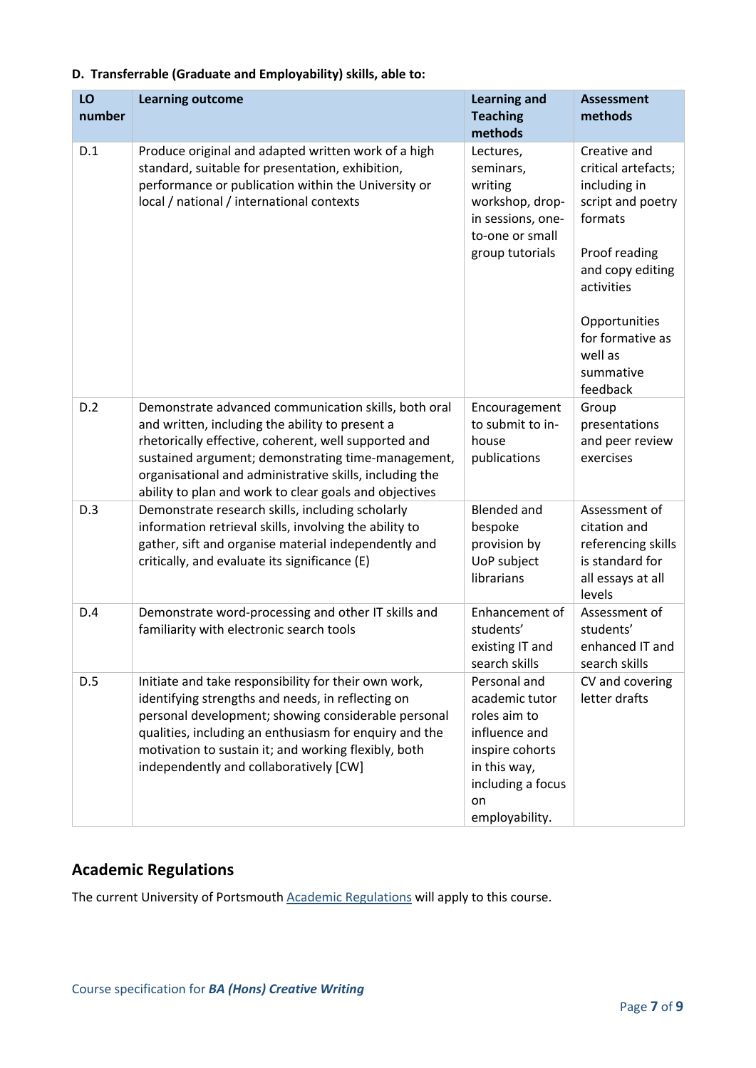**D. Transferrable (Graduate and Employability) skills, able to:**

| LO number | Learning outcome | Learning and Teaching methods | Assessment methods |
|---|---|---|---|
| D.1 | Produce original and adapted written work of a high standard, suitable for presentation, exhibition, performance or publication within the University or local / national / international contexts | Lectures, seminars, writing workshop, drop-in sessions, one-to-one or small group tutorials | Creative and critical artefacts; including in script and poetry formats<br><br>Proof reading and copy editing activities<br><br>Opportunities for formative as well as summative feedback |
| D.2 | Demonstrate advanced communication skills, both oral and written, including the ability to present a rhetorically effective, coherent, well supported and sustained argument; demonstrating time-management, organisational and administrative skills, including the ability to plan and work to clear goals and objectives | Encouragement to submit to in-house publications | Group presentations and peer review exercises |
| D.3 | Demonstrate research skills, including scholarly information retrieval skills, involving the ability to gather, sift and organise material independently and critically, and evaluate its significance (E) | Blended and bespoke provision by UoP subject librarians | Assessment of citation and referencing skills is standard for all essays at all levels |
| D.4 | Demonstrate word-processing and other IT skills and familiarity with electronic search tools | Enhancement of students' existing IT and search skills | Assessment of students' enhanced IT and search skills |
| D.5 | Initiate and take responsibility for their own work, identifying strengths and needs, in reflecting on personal development; showing considerable personal qualities, including an enthusiasm for enquiry and the motivation to sustain it; and working flexibly, both independently and collaboratively [CW] | Personal and academic tutor roles aim to influence and inspire cohorts in this way, including a focus on employability. | CV and covering letter drafts |

## Academic Regulations

The current University of Portsmouth Academic Regulations will apply to this course.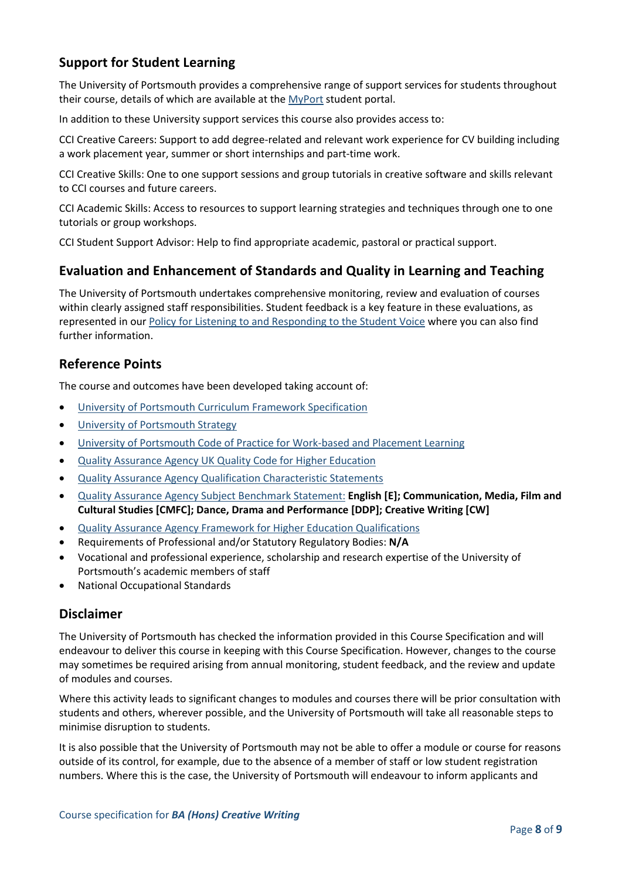## Support for Student Learning

The University of Portsmouth provides a comprehensive range of support services for students throughout their course, details of which are available at the [MyPort](MyPort) student portal.

In addition to these University support services this course also provides access to:

CCI Creative Careers: Support to add degree-related and relevant work experience for CV building including a work placement year, summer or short internships and part-time work.

CCI Creative Skills: One to one support sessions and group tutorials in creative software and skills relevant to CCI courses and future careers.

CCI Academic Skills: Access to resources to support learning strategies and techniques through one to one tutorials or group workshops.

CCI Student Support Advisor: Help to find appropriate academic, pastoral or practical support.

## Evaluation and Enhancement of Standards and Quality in Learning and Teaching

The University of Portsmouth undertakes comprehensive monitoring, review and evaluation of courses within clearly assigned staff responsibilities. Student feedback is a key feature in these evaluations, as represented in our Policy for Listening to and Responding to the Student Voice where you can also find further information.

## Reference Points

The course and outcomes have been developed taking account of:

- University of Portsmouth Curriculum Framework Specification
- University of Portsmouth Strategy
- University of Portsmouth Code of Practice for Work-based and Placement Learning
- Quality Assurance Agency UK Quality Code for Higher Education
- Quality Assurance Agency Qualification Characteristic Statements
- Quality Assurance Agency Subject Benchmark Statement: **English [E]; Communication, Media, Film and Cultural Studies [CMFC]; Dance, Drama and Performance [DDP]; Creative Writing [CW]**
- Quality Assurance Agency Framework for Higher Education Qualifications
- Requirements of Professional and/or Statutory Regulatory Bodies: **N/A**
- Vocational and professional experience, scholarship and research expertise of the University of Portsmouth's academic members of staff
- National Occupational Standards

## Disclaimer

The University of Portsmouth has checked the information provided in this Course Specification and will endeavour to deliver this course in keeping with this Course Specification. However, changes to the course may sometimes be required arising from annual monitoring, student feedback, and the review and update of modules and courses.

Where this activity leads to significant changes to modules and courses there will be prior consultation with students and others, wherever possible, and the University of Portsmouth will take all reasonable steps to minimise disruption to students.

It is also possible that the University of Portsmouth may not be able to offer a module or course for reasons outside of its control, for example, due to the absence of a member of staff or low student registration numbers. Where this is the case, the University of Portsmouth will endeavour to inform applicants and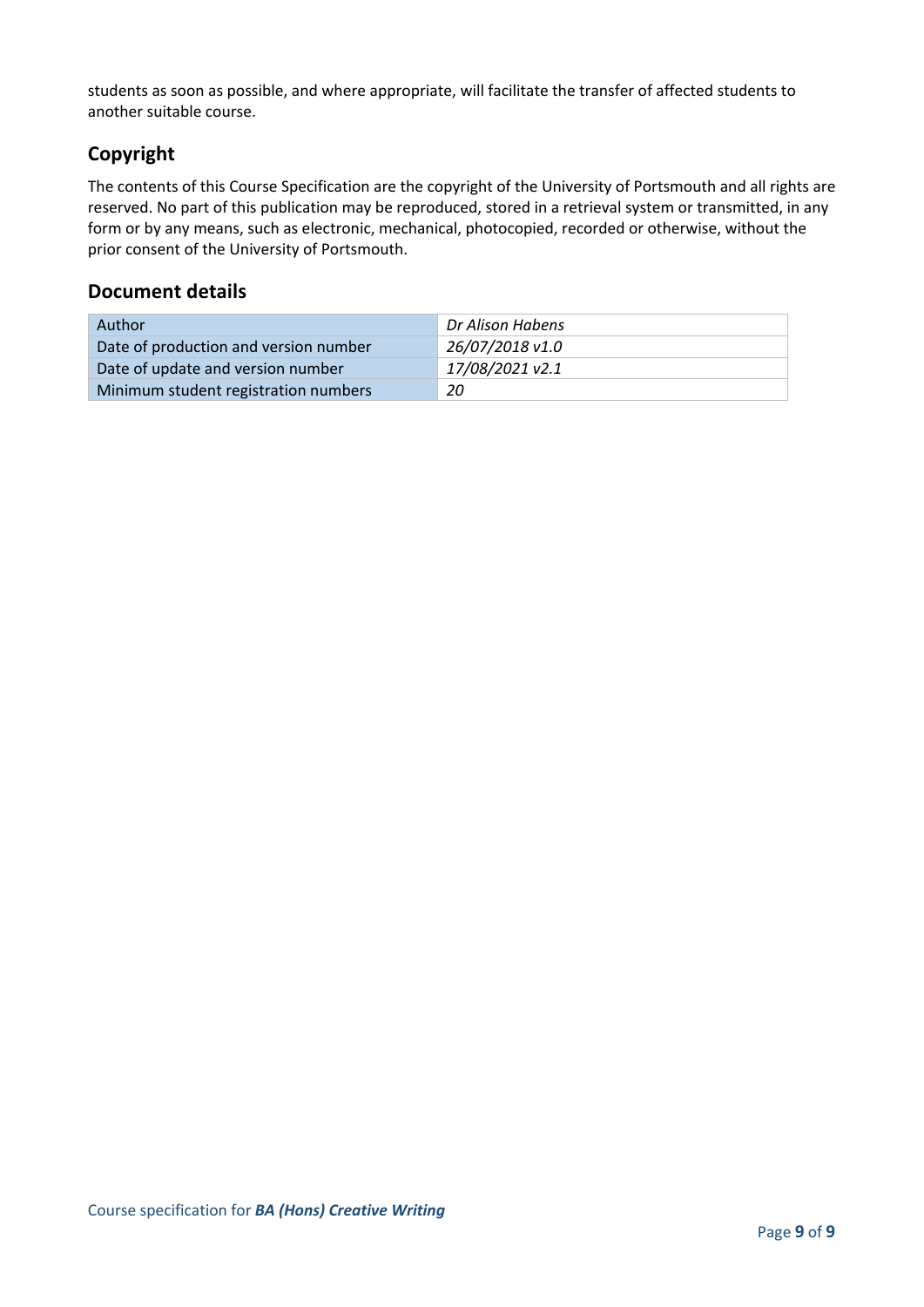students as soon as possible, and where appropriate, will facilitate the transfer of affected students to another suitable course.

## Copyright

The contents of this Course Specification are the copyright of the University of Portsmouth and all rights are reserved. No part of this publication may be reproduced, stored in a retrieval system or transmitted, in any form or by any means, such as electronic, mechanical, photocopied, recorded or otherwise, without the prior consent of the University of Portsmouth.

## Document details

| | |
|---|---|
| Author | *Dr Alison Habens* |
| Date of production and version number | *26/07/2018 v1.0* |
| Date of update and version number | *17/08/2021 v2.1* |
| Minimum student registration numbers | *20* |